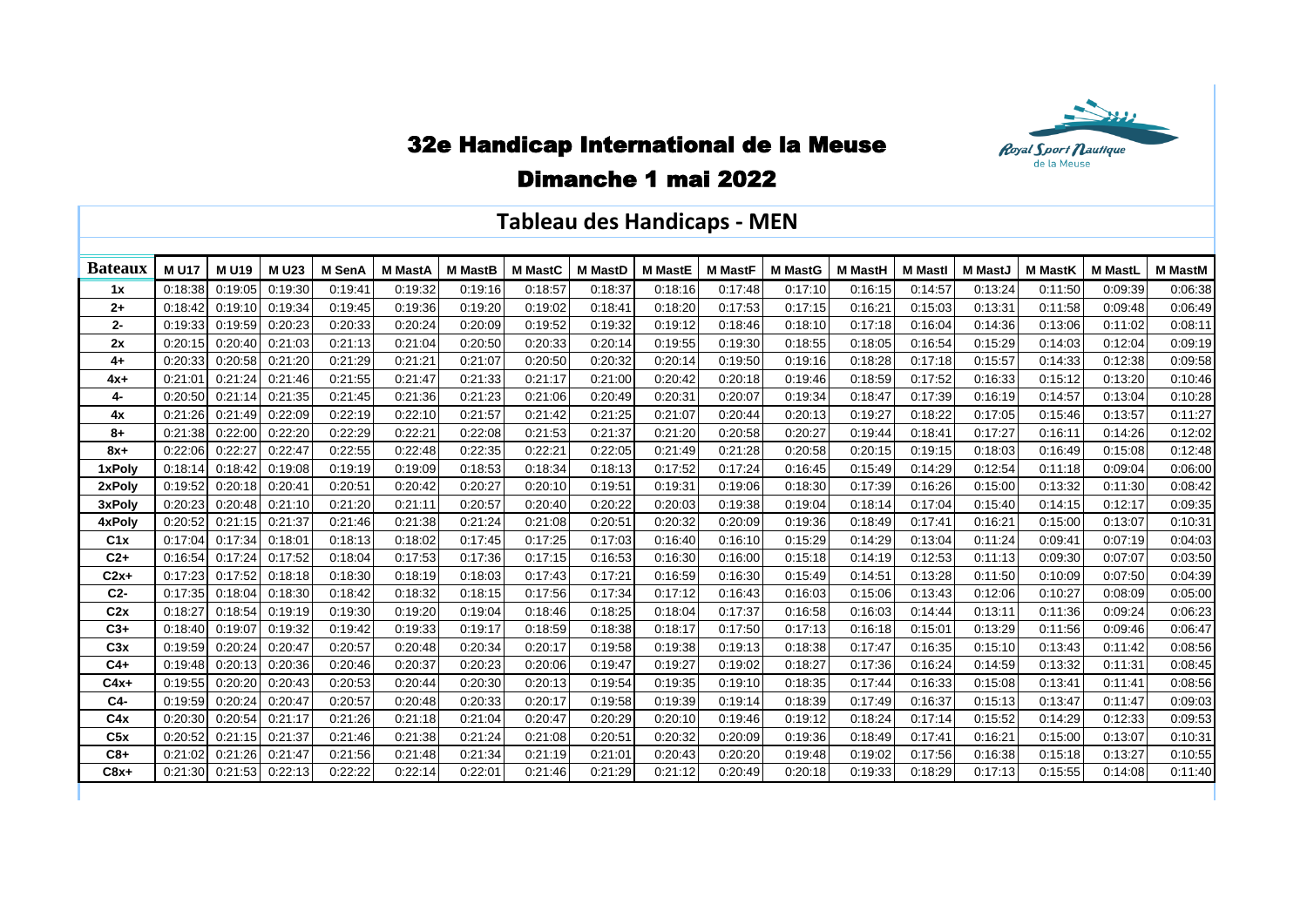# 32e Handicap International de la Meuse

## Dimanche 1 mai 2022

## Tableau des Handicaps - MEN

| Bateaux | M U17 | M U19 | M U23 | M SenA | M MastA | M MastB | M MastC | M MastD | M MastE | M MastF | M MastG | M MastH | M MastI | M MastJ | M MastK | M MastL | M MastM |
|---|---|---|---|---|---|---|---|---|---|---|---|---|---|---|---|---|---|
| 1x | 0:18:38 | 0:19:05 | 0:19:30 | 0:19:41 | 0:19:32 | 0:19:16 | 0:18:57 | 0:18:37 | 0:18:16 | 0:17:48 | 0:17:10 | 0:16:15 | 0:14:57 | 0:13:24 | 0:11:50 | 0:09:39 | 0:06:38 |
| 2+ | 0:18:42 | 0:19:10 | 0:19:34 | 0:19:45 | 0:19:36 | 0:19:20 | 0:19:02 | 0:18:41 | 0:18:20 | 0:17:53 | 0:17:15 | 0:16:21 | 0:15:03 | 0:13:31 | 0:11:58 | 0:09:48 | 0:06:49 |
| 2- | 0:19:33 | 0:19:59 | 0:20:23 | 0:20:33 | 0:20:24 | 0:20:09 | 0:19:52 | 0:19:32 | 0:19:12 | 0:18:46 | 0:18:10 | 0:17:18 | 0:16:04 | 0:14:36 | 0:13:06 | 0:11:02 | 0:08:11 |
| 2x | 0:20:15 | 0:20:40 | 0:21:03 | 0:21:13 | 0:21:04 | 0:20:50 | 0:20:33 | 0:20:14 | 0:19:55 | 0:19:30 | 0:18:55 | 0:18:05 | 0:16:54 | 0:15:29 | 0:14:03 | 0:12:04 | 0:09:19 |
| 4+ | 0:20:33 | 0:20:58 | 0:21:20 | 0:21:29 | 0:21:21 | 0:21:07 | 0:20:50 | 0:20:32 | 0:20:14 | 0:19:50 | 0:19:16 | 0:18:28 | 0:17:18 | 0:15:57 | 0:14:33 | 0:12:38 | 0:09:58 |
| 4x+ | 0:21:01 | 0:21:24 | 0:21:46 | 0:21:55 | 0:21:47 | 0:21:33 | 0:21:17 | 0:21:00 | 0:20:42 | 0:20:18 | 0:19:46 | 0:18:59 | 0:17:52 | 0:16:33 | 0:15:12 | 0:13:20 | 0:10:46 |
| 4- | 0:20:50 | 0:21:14 | 0:21:35 | 0:21:45 | 0:21:36 | 0:21:23 | 0:21:06 | 0:20:49 | 0:20:31 | 0:20:07 | 0:19:34 | 0:18:47 | 0:17:39 | 0:16:19 | 0:14:57 | 0:13:04 | 0:10:28 |
| 4x | 0:21:26 | 0:21:49 | 0:22:09 | 0:22:19 | 0:22:10 | 0:21:57 | 0:21:42 | 0:21:25 | 0:21:07 | 0:20:44 | 0:20:13 | 0:19:27 | 0:18:22 | 0:17:05 | 0:15:46 | 0:13:57 | 0:11:27 |
| 8+ | 0:21:38 | 0:22:00 | 0:22:20 | 0:22:29 | 0:22:21 | 0:22:08 | 0:21:53 | 0:21:37 | 0:21:20 | 0:20:58 | 0:20:27 | 0:19:44 | 0:18:41 | 0:17:27 | 0:16:11 | 0:14:26 | 0:12:02 |
| 8x+ | 0:22:06 | 0:22:27 | 0:22:47 | 0:22:55 | 0:22:48 | 0:22:35 | 0:22:21 | 0:22:05 | 0:21:49 | 0:21:28 | 0:20:58 | 0:20:15 | 0:19:15 | 0:18:03 | 0:16:49 | 0:15:08 | 0:12:48 |
| 1xPoly | 0:18:14 | 0:18:42 | 0:19:08 | 0:19:19 | 0:19:09 | 0:18:53 | 0:18:34 | 0:18:13 | 0:17:52 | 0:17:24 | 0:16:45 | 0:15:49 | 0:14:29 | 0:12:54 | 0:11:18 | 0:09:04 | 0:06:00 |
| 2xPoly | 0:19:52 | 0:20:18 | 0:20:41 | 0:20:51 | 0:20:42 | 0:20:27 | 0:20:10 | 0:19:51 | 0:19:31 | 0:19:06 | 0:18:30 | 0:17:39 | 0:16:26 | 0:15:00 | 0:13:32 | 0:11:30 | 0:08:42 |
| 3xPoly | 0:20:23 | 0:20:48 | 0:21:10 | 0:21:20 | 0:21:11 | 0:20:57 | 0:20:40 | 0:20:22 | 0:20:03 | 0:19:38 | 0:19:04 | 0:18:14 | 0:17:04 | 0:15:40 | 0:14:15 | 0:12:17 | 0:09:35 |
| 4xPoly | 0:20:52 | 0:21:15 | 0:21:37 | 0:21:46 | 0:21:38 | 0:21:24 | 0:21:08 | 0:20:51 | 0:20:32 | 0:20:09 | 0:19:36 | 0:18:49 | 0:17:41 | 0:16:21 | 0:15:00 | 0:13:07 | 0:10:31 |
| C1x | 0:17:04 | 0:17:34 | 0:18:01 | 0:18:13 | 0:18:02 | 0:17:45 | 0:17:25 | 0:17:03 | 0:16:40 | 0:16:10 | 0:15:29 | 0:14:29 | 0:13:04 | 0:11:24 | 0:09:41 | 0:07:19 | 0:04:03 |
| C2+ | 0:16:54 | 0:17:24 | 0:17:52 | 0:18:04 | 0:17:53 | 0:17:36 | 0:17:15 | 0:16:53 | 0:16:30 | 0:16:00 | 0:15:18 | 0:14:19 | 0:12:53 | 0:11:13 | 0:09:30 | 0:07:07 | 0:03:50 |
| C2x+ | 0:17:23 | 0:17:52 | 0:18:18 | 0:18:30 | 0:18:19 | 0:18:03 | 0:17:43 | 0:17:21 | 0:16:59 | 0:16:30 | 0:15:49 | 0:14:51 | 0:13:28 | 0:11:50 | 0:10:09 | 0:07:50 | 0:04:39 |
| C2- | 0:17:35 | 0:18:04 | 0:18:30 | 0:18:42 | 0:18:32 | 0:18:15 | 0:17:56 | 0:17:34 | 0:17:12 | 0:16:43 | 0:16:03 | 0:15:06 | 0:13:43 | 0:12:06 | 0:10:27 | 0:08:09 | 0:05:00 |
| C2x | 0:18:27 | 0:18:54 | 0:19:19 | 0:19:30 | 0:19:20 | 0:19:04 | 0:18:46 | 0:18:25 | 0:18:04 | 0:17:37 | 0:16:58 | 0:16:03 | 0:14:44 | 0:13:11 | 0:11:36 | 0:09:24 | 0:06:23 |
| C3+ | 0:18:40 | 0:19:07 | 0:19:32 | 0:19:42 | 0:19:33 | 0:19:17 | 0:18:59 | 0:18:38 | 0:18:17 | 0:17:50 | 0:17:13 | 0:16:18 | 0:15:01 | 0:13:29 | 0:11:56 | 0:09:46 | 0:06:47 |
| C3x | 0:19:59 | 0:20:24 | 0:20:47 | 0:20:57 | 0:20:48 | 0:20:34 | 0:20:17 | 0:19:58 | 0:19:38 | 0:19:13 | 0:18:38 | 0:17:47 | 0:16:35 | 0:15:10 | 0:13:43 | 0:11:42 | 0:08:56 |
| C4+ | 0:19:48 | 0:20:13 | 0:20:36 | 0:20:46 | 0:20:37 | 0:20:23 | 0:20:06 | 0:19:47 | 0:19:27 | 0:19:02 | 0:18:27 | 0:17:36 | 0:16:24 | 0:14:59 | 0:13:32 | 0:11:31 | 0:08:45 |
| C4x+ | 0:19:55 | 0:20:20 | 0:20:43 | 0:20:53 | 0:20:44 | 0:20:30 | 0:20:13 | 0:19:54 | 0:19:35 | 0:19:10 | 0:18:35 | 0:17:44 | 0:16:33 | 0:15:08 | 0:13:41 | 0:11:41 | 0:08:56 |
| C4- | 0:19:59 | 0:20:24 | 0:20:47 | 0:20:57 | 0:20:48 | 0:20:33 | 0:20:17 | 0:19:58 | 0:19:39 | 0:19:14 | 0:18:39 | 0:17:49 | 0:16:37 | 0:15:13 | 0:13:47 | 0:11:47 | 0:09:03 |
| C4x | 0:20:30 | 0:20:54 | 0:21:17 | 0:21:26 | 0:21:18 | 0:21:04 | 0:20:47 | 0:20:29 | 0:20:10 | 0:19:46 | 0:19:12 | 0:18:24 | 0:17:14 | 0:15:52 | 0:14:29 | 0:12:33 | 0:09:53 |
| C5x | 0:20:52 | 0:21:15 | 0:21:37 | 0:21:46 | 0:21:38 | 0:21:24 | 0:21:08 | 0:20:51 | 0:20:32 | 0:20:09 | 0:19:36 | 0:18:49 | 0:17:41 | 0:16:21 | 0:15:00 | 0:13:07 | 0:10:31 |
| C8+ | 0:21:02 | 0:21:26 | 0:21:47 | 0:21:56 | 0:21:48 | 0:21:34 | 0:21:19 | 0:21:01 | 0:20:43 | 0:20:20 | 0:19:48 | 0:19:02 | 0:17:56 | 0:16:38 | 0:15:18 | 0:13:27 | 0:10:55 |
| C8x+ | 0:21:30 | 0:21:53 | 0:22:13 | 0:22:22 | 0:22:14 | 0:22:01 | 0:21:46 | 0:21:29 | 0:21:12 | 0:20:49 | 0:20:18 | 0:19:33 | 0:18:29 | 0:17:13 | 0:15:55 | 0:14:08 | 0:11:40 |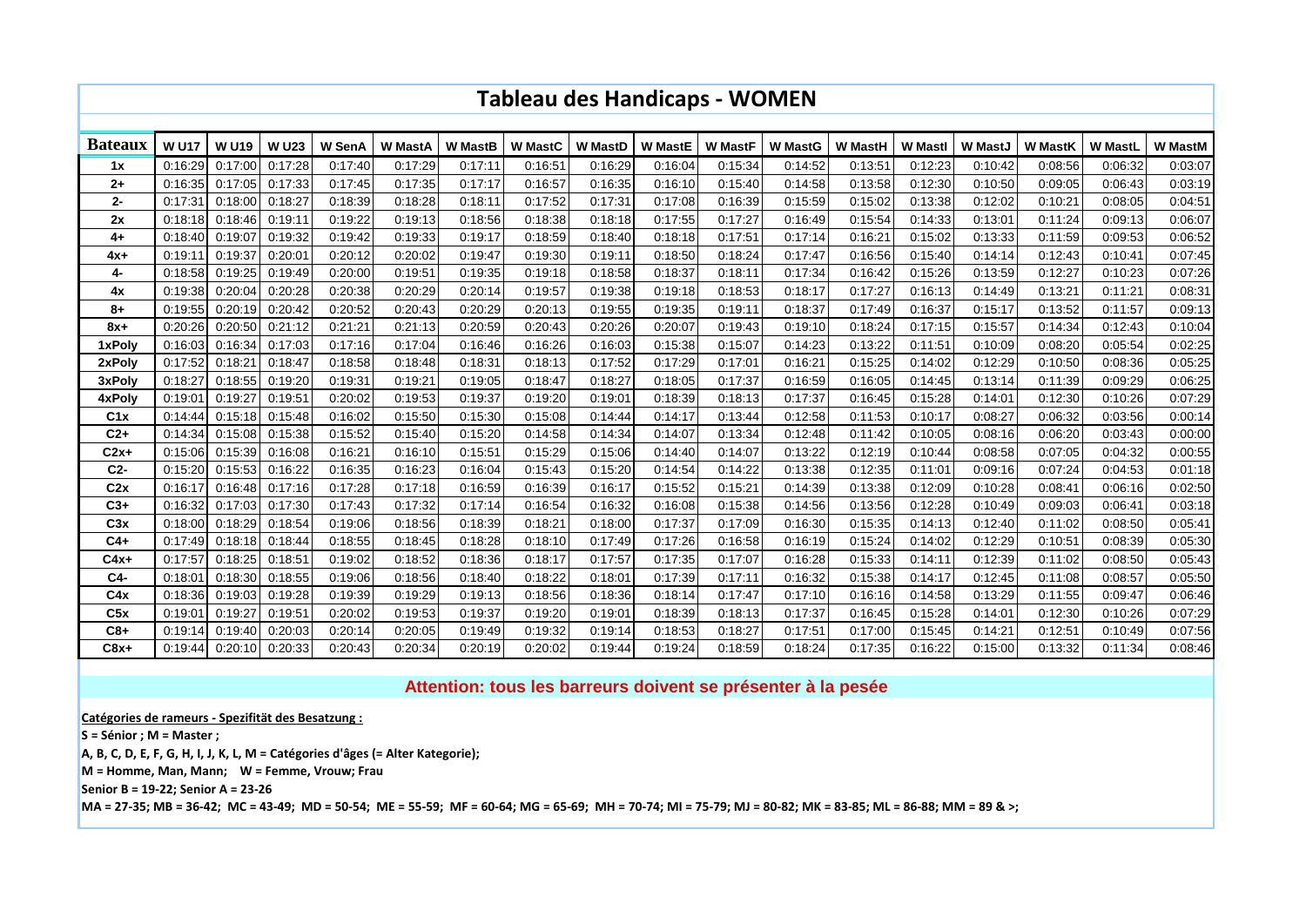# Tableau des Handicaps - WOMEN

| Bateaux | W U17 | W U19 | W U23 | W SenA | W MastA | W MastB | W MastC | W MastD | W MastE | W MastF | W MastG | W MastH | W MastI | W MastJ | W MastK | W MastL | W MastM |
|---|---|---|---|---|---|---|---|---|---|---|---|---|---|---|---|---|---|
| 1x | 0:16:29 | 0:17:00 | 0:17:28 | 0:17:40 | 0:17:29 | 0:17:11 | 0:16:51 | 0:16:29 | 0:16:04 | 0:15:34 | 0:14:52 | 0:13:51 | 0:12:23 | 0:10:42 | 0:08:56 | 0:06:32 | 0:03:07 |
| 2+ | 0:16:35 | 0:17:05 | 0:17:33 | 0:17:45 | 0:17:35 | 0:17:17 | 0:16:57 | 0:16:35 | 0:16:10 | 0:15:40 | 0:14:58 | 0:13:58 | 0:12:30 | 0:10:50 | 0:09:05 | 0:06:43 | 0:03:19 |
| 2- | 0:17:31 | 0:18:00 | 0:18:27 | 0:18:39 | 0:18:28 | 0:18:11 | 0:17:52 | 0:17:31 | 0:17:08 | 0:16:39 | 0:15:59 | 0:15:02 | 0:13:38 | 0:12:02 | 0:10:21 | 0:08:05 | 0:04:51 |
| 2x | 0:18:18 | 0:18:46 | 0:19:11 | 0:19:22 | 0:19:13 | 0:18:56 | 0:18:38 | 0:18:18 | 0:17:55 | 0:17:27 | 0:16:49 | 0:15:54 | 0:14:33 | 0:13:01 | 0:11:24 | 0:09:13 | 0:06:07 |
| 4+ | 0:18:40 | 0:19:07 | 0:19:32 | 0:19:42 | 0:19:33 | 0:19:17 | 0:18:59 | 0:18:40 | 0:18:18 | 0:17:51 | 0:17:14 | 0:16:21 | 0:15:02 | 0:13:33 | 0:11:59 | 0:09:53 | 0:06:52 |
| 4x+ | 0:19:11 | 0:19:37 | 0:20:01 | 0:20:12 | 0:20:02 | 0:19:47 | 0:19:30 | 0:19:11 | 0:18:50 | 0:18:24 | 0:17:47 | 0:16:56 | 0:15:40 | 0:14:14 | 0:12:43 | 0:10:41 | 0:07:45 |
| 4- | 0:18:58 | 0:19:25 | 0:19:49 | 0:20:00 | 0:19:51 | 0:19:35 | 0:19:18 | 0:18:58 | 0:18:37 | 0:18:11 | 0:17:34 | 0:16:42 | 0:15:26 | 0:13:59 | 0:12:27 | 0:10:23 | 0:07:26 |
| 4x | 0:19:38 | 0:20:04 | 0:20:28 | 0:20:38 | 0:20:29 | 0:20:14 | 0:19:57 | 0:19:38 | 0:19:18 | 0:18:53 | 0:18:17 | 0:17:27 | 0:16:13 | 0:14:49 | 0:13:21 | 0:11:21 | 0:08:31 |
| 8+ | 0:19:55 | 0:20:19 | 0:20:42 | 0:20:52 | 0:20:43 | 0:20:29 | 0:20:13 | 0:19:55 | 0:19:35 | 0:19:11 | 0:18:37 | 0:17:49 | 0:16:37 | 0:15:17 | 0:13:52 | 0:11:57 | 0:09:13 |
| 8x+ | 0:20:26 | 0:20:50 | 0:21:12 | 0:21:21 | 0:21:13 | 0:20:59 | 0:20:43 | 0:20:26 | 0:20:07 | 0:19:43 | 0:19:10 | 0:18:24 | 0:17:15 | 0:15:57 | 0:14:34 | 0:12:43 | 0:10:04 |
| 1xPoly | 0:16:03 | 0:16:34 | 0:17:03 | 0:17:16 | 0:17:04 | 0:16:46 | 0:16:26 | 0:16:03 | 0:15:38 | 0:15:07 | 0:14:23 | 0:13:22 | 0:11:51 | 0:10:09 | 0:08:20 | 0:05:54 | 0:02:25 |
| 2xPoly | 0:17:52 | 0:18:21 | 0:18:47 | 0:18:58 | 0:18:48 | 0:18:31 | 0:18:13 | 0:17:52 | 0:17:29 | 0:17:01 | 0:16:21 | 0:15:25 | 0:14:02 | 0:12:29 | 0:10:50 | 0:08:36 | 0:05:25 |
| 3xPoly | 0:18:27 | 0:18:55 | 0:19:20 | 0:19:31 | 0:19:21 | 0:19:05 | 0:18:47 | 0:18:27 | 0:18:05 | 0:17:37 | 0:16:59 | 0:16:05 | 0:14:45 | 0:13:14 | 0:11:39 | 0:09:29 | 0:06:25 |
| 4xPoly | 0:19:01 | 0:19:27 | 0:19:51 | 0:20:02 | 0:19:53 | 0:19:37 | 0:19:20 | 0:19:01 | 0:18:39 | 0:18:13 | 0:17:37 | 0:16:45 | 0:15:28 | 0:14:01 | 0:12:30 | 0:10:26 | 0:07:29 |
| C1x | 0:14:44 | 0:15:18 | 0:15:48 | 0:16:02 | 0:15:50 | 0:15:30 | 0:15:08 | 0:14:44 | 0:14:17 | 0:13:44 | 0:12:58 | 0:11:53 | 0:10:17 | 0:08:27 | 0:06:32 | 0:03:56 | 0:00:14 |
| C2+ | 0:14:34 | 0:15:08 | 0:15:38 | 0:15:52 | 0:15:40 | 0:15:20 | 0:14:58 | 0:14:34 | 0:14:07 | 0:13:34 | 0:12:48 | 0:11:42 | 0:10:05 | 0:08:16 | 0:06:20 | 0:03:43 | 0:00:00 |
| C2x+ | 0:15:06 | 0:15:39 | 0:16:08 | 0:16:21 | 0:16:10 | 0:15:51 | 0:15:29 | 0:15:06 | 0:14:40 | 0:14:07 | 0:13:22 | 0:12:19 | 0:10:44 | 0:08:58 | 0:07:05 | 0:04:32 | 0:00:55 |
| C2- | 0:15:20 | 0:15:53 | 0:16:22 | 0:16:35 | 0:16:23 | 0:16:04 | 0:15:43 | 0:15:20 | 0:14:54 | 0:14:22 | 0:13:38 | 0:12:35 | 0:11:01 | 0:09:16 | 0:07:24 | 0:04:53 | 0:01:18 |
| C2x | 0:16:17 | 0:16:48 | 0:17:16 | 0:17:28 | 0:17:18 | 0:16:59 | 0:16:39 | 0:16:17 | 0:15:52 | 0:15:21 | 0:14:39 | 0:13:38 | 0:12:09 | 0:10:28 | 0:08:41 | 0:06:16 | 0:02:50 |
| C3+ | 0:16:32 | 0:17:03 | 0:17:30 | 0:17:43 | 0:17:32 | 0:17:14 | 0:16:54 | 0:16:32 | 0:16:08 | 0:15:38 | 0:14:56 | 0:13:56 | 0:12:28 | 0:10:49 | 0:09:03 | 0:06:41 | 0:03:18 |
| C3x | 0:18:00 | 0:18:29 | 0:18:54 | 0:19:06 | 0:18:56 | 0:18:39 | 0:18:21 | 0:18:00 | 0:17:37 | 0:17:09 | 0:16:30 | 0:15:35 | 0:14:13 | 0:12:40 | 0:11:02 | 0:08:50 | 0:05:41 |
| C4+ | 0:17:49 | 0:18:18 | 0:18:44 | 0:18:55 | 0:18:45 | 0:18:28 | 0:18:10 | 0:17:49 | 0:17:26 | 0:16:58 | 0:16:19 | 0:15:24 | 0:14:02 | 0:12:29 | 0:10:51 | 0:08:39 | 0:05:30 |
| C4x+ | 0:17:57 | 0:18:25 | 0:18:51 | 0:19:02 | 0:18:52 | 0:18:36 | 0:18:17 | 0:17:57 | 0:17:35 | 0:17:07 | 0:16:28 | 0:15:33 | 0:14:11 | 0:12:39 | 0:11:02 | 0:08:50 | 0:05:43 |
| C4- | 0:18:01 | 0:18:30 | 0:18:55 | 0:19:06 | 0:18:56 | 0:18:40 | 0:18:22 | 0:18:01 | 0:17:39 | 0:17:11 | 0:16:32 | 0:15:38 | 0:14:17 | 0:12:45 | 0:11:08 | 0:08:57 | 0:05:50 |
| C4x | 0:18:36 | 0:19:03 | 0:19:28 | 0:19:39 | 0:19:29 | 0:19:13 | 0:18:56 | 0:18:36 | 0:18:14 | 0:17:47 | 0:17:10 | 0:16:16 | 0:14:58 | 0:13:29 | 0:11:55 | 0:09:47 | 0:06:46 |
| C5x | 0:19:01 | 0:19:27 | 0:19:51 | 0:20:02 | 0:19:53 | 0:19:37 | 0:19:20 | 0:19:01 | 0:18:39 | 0:18:13 | 0:17:37 | 0:16:45 | 0:15:28 | 0:14:01 | 0:12:30 | 0:10:26 | 0:07:29 |
| C8+ | 0:19:14 | 0:19:40 | 0:20:03 | 0:20:14 | 0:20:05 | 0:19:49 | 0:19:32 | 0:19:14 | 0:18:53 | 0:18:27 | 0:17:51 | 0:17:00 | 0:15:45 | 0:14:21 | 0:12:51 | 0:10:49 | 0:07:56 |
| C8x+ | 0:19:44 | 0:20:10 | 0:20:33 | 0:20:43 | 0:20:34 | 0:20:19 | 0:20:02 | 0:19:44 | 0:19:24 | 0:18:59 | 0:18:24 | 0:17:35 | 0:16:22 | 0:15:00 | 0:13:32 | 0:11:34 | 0:08:46 |

**Attention: tous les barreurs doivent se présenter à la pesée**

**Catégories de rameurs - Spezifität des Besatzung :**

**S = Sénior ; M = Master ;**

**A, B, C, D, E, F, G, H, I, J, K, L, M = Catégories d'âges (= Alter Kategorie);**

**M = Homme, Man, Mann; W = Femme, Vrouw; Frau**

**Senior B = 19-22; Senior A = 23-26**

**MA = 27-35; MB = 36-42; MC = 43-49; MD = 50-54; ME = 55-59; MF = 60-64; MG = 65-69; MH = 70-74; MI = 75-79; MJ = 80-82; MK = 83-85; ML = 86-88; MM = 89 & >;**